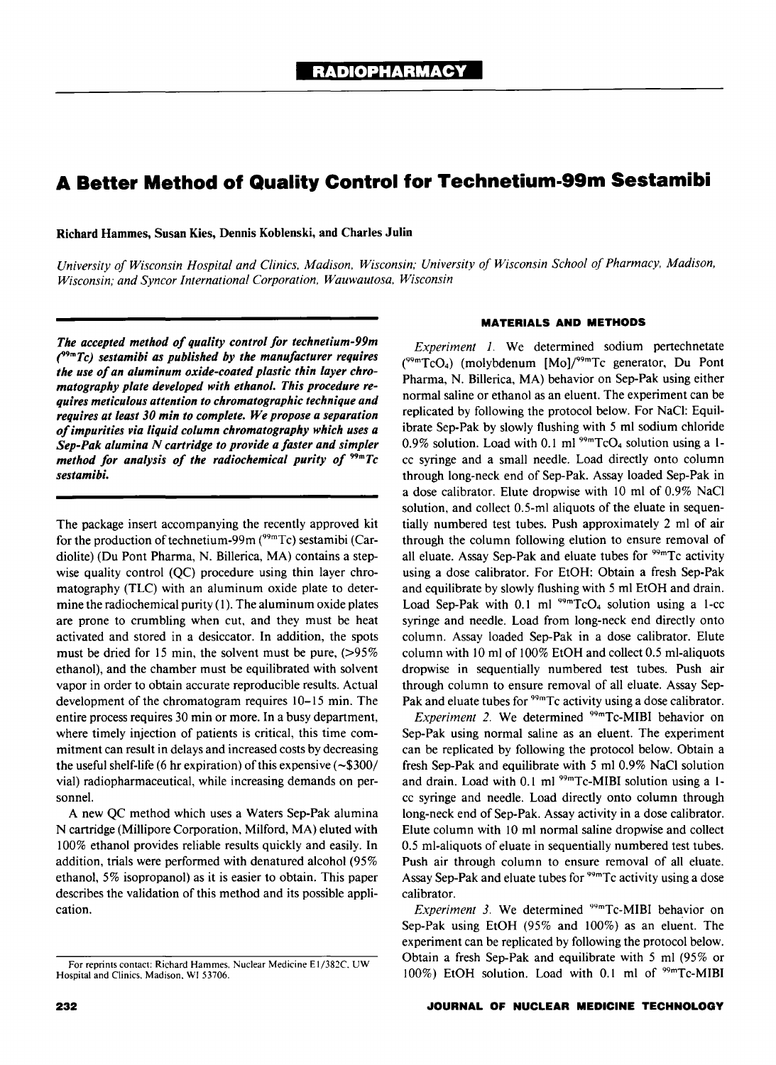RADIOPHARMACY

# A Better Method of Quality Control for Technetium-99m Sestamibi

**Richard Hammes, Susan Kies, Dennis Koblenski, and Charles Julin**

*University of Wisconsin Hospital and Clinics, Madison, Wisconsin; University of Wisconsin School of Pharmacy, Madison, Wisconsin; and Syncor International Corporation, Wauwautosa, Wisconsin*

***The accepted method of quality control for technetium-99m ($^{99m}$Tc) sestamibi as published by the manufacturer requires the use of an aluminum oxide-coated plastic thin layer chromatography plate developed with ethanol. This procedure requires meticulous attention to chromatographic technique and requires at least 30 min to complete. We propose a separation of impurities via liquid column chromatography which uses a Sep-Pak alumina N cartridge to provide a faster and simpler method for analysis of the radiochemical purity of $^{99m}$Tc sestamibi.***

The package insert accompanying the recently approved kit for the production of technetium-99m ($^{99m}$Tc) sestamibi (Cardiolite) (Du Pont Pharma, N. Billerica, MA) contains a stepwise quality control (QC) procedure using thin layer chromatography (TLC) with an aluminum oxide plate to determine the radiochemical purity (1). The aluminum oxide plates are prone to crumbling when cut, and they must be heat activated and stored in a desiccator. In addition, the spots must be dried for 15 min, the solvent must be pure, (>95% ethanol), and the chamber must be equilibrated with solvent vapor in order to obtain accurate reproducible results. Actual development of the chromatogram requires 10–15 min. The entire process requires 30 min or more. In a busy department, where timely injection of patients is critical, this time commitment can result in delays and increased costs by decreasing the useful shelf-life (6 hr expiration) of this expensive (~$300/vial) radiopharmaceutical, while increasing demands on personnel.

A new QC method which uses a Waters Sep-Pak alumina N cartridge (Millipore Corporation, Milford, MA) eluted with 100% ethanol provides reliable results quickly and easily. In addition, trials were performed with denatured alcohol (95% ethanol, 5% isopropanol) as it is easier to obtain. This paper describes the validation of this method and its possible application.

For reprints contact: Richard Hammes, Nuclear Medicine E1/382C, UW Hospital and Clinics, Madison, WI 53706.

## MATERIALS AND METHODS

*Experiment 1.* We determined sodium pertechnetate ($^{99m}TcO_4$) (molybdenum [Mo]/$^{99m}$Tc generator, Du Pont Pharma, N. Billerica, MA) behavior on Sep-Pak using either normal saline or ethanol as an eluent. The experiment can be replicated by following the protocol below. For NaCl: Equilibrate Sep-Pak by slowly flushing with 5 ml sodium chloride 0.9% solution. Load with 0.1 ml $^{99m}TcO_4$ solution using a 1-cc syringe and a small needle. Load directly onto column through long-neck end of Sep-Pak. Assay loaded Sep-Pak in a dose calibrator. Elute dropwise with 10 ml of 0.9% NaCl solution, and collect 0.5-ml aliquots of the eluate in sequentially numbered test tubes. Push approximately 2 ml of air through the column following elution to ensure removal of all eluate. Assay Sep-Pak and eluate tubes for $^{99m}$Tc activity using a dose calibrator. For EtOH: Obtain a fresh Sep-Pak and equilibrate by slowly flushing with 5 ml EtOH and drain. Load Sep-Pak with 0.1 ml $^{99m}TcO_4$ solution using a 1-cc syringe and needle. Load from long-neck end directly onto column. Assay loaded Sep-Pak in a dose calibrator. Elute column with 10 ml of 100% EtOH and collect 0.5 ml-aliquots dropwise in sequentially numbered test tubes. Push air through column to ensure removal of all eluate. Assay Sep-Pak and eluate tubes for $^{99m}$Tc activity using a dose calibrator.

*Experiment 2.* We determined $^{99m}$Tc-MIBI behavior on Sep-Pak using normal saline as an eluent. The experiment can be replicated by following the protocol below. Obtain a fresh Sep-Pak and equilibrate with 5 ml 0.9% NaCl solution and drain. Load with 0.1 ml $^{99m}$Tc-MIBI solution using a 1-cc syringe and needle. Load directly onto column through long-neck end of Sep-Pak. Assay activity in a dose calibrator. Elute column with 10 ml normal saline dropwise and collect 0.5 ml-aliquots of eluate in sequentially numbered test tubes. Push air through column to ensure removal of all eluate. Assay Sep-Pak and eluate tubes for $^{99m}$Tc activity using a dose calibrator.

*Experiment 3.* We determined $^{99m}$Tc-MIBI behavior on Sep-Pak using EtOH (95% and 100%) as an eluent. The experiment can be replicated by following the protocol below. Obtain a fresh Sep-Pak and equilibrate with 5 ml (95% or 100%) EtOH solution. Load with 0.1 ml of $^{99m}$Tc-MIBI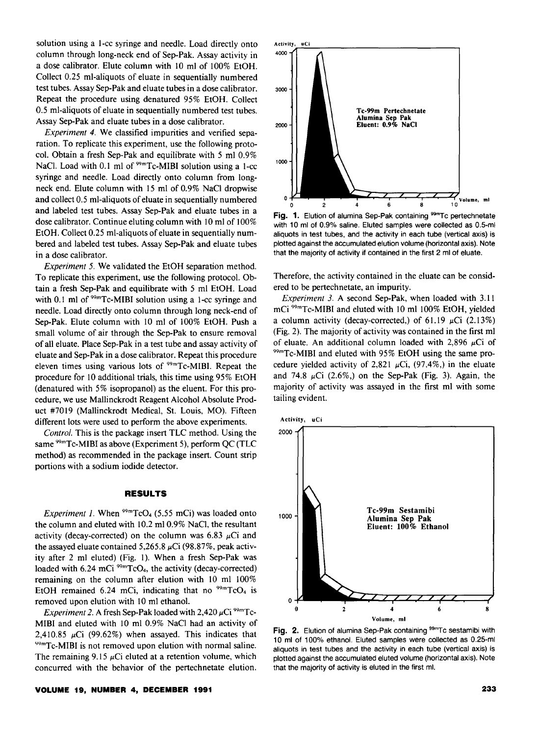solution using a 1-cc syringe and needle. Load directly onto column through long-neck end of Sep-Pak. Assay activity in a dose calibrator. Elute column with 10 ml of 100% EtOH. Collect 0.25 ml-aliquots of eluate in sequentially numbered test tubes. Assay Sep-Pak and eluate tubes in a dose calibrator. Repeat the procedure using denatured 95% EtOH. Collect 0.5 ml-aliquots of eluate in sequentially numbered test tubes. Assay Sep-Pak and eluate tubes in a dose calibrator.

*Experiment 4.* We classified impurities and verified separation. To replicate this experiment, use the following protocol. Obtain a fresh Sep-Pak and equilibrate with 5 ml 0.9% NaCl. Load with 0.1 ml of $^{99m}$Tc-MIBI solution using a 1-cc syringe and needle. Load directly onto column from long-neck end. Elute column with 15 ml of 0.9% NaCl dropwise and collect 0.5 ml-aliquots of eluate in sequentially numbered and labeled test tubes. Assay Sep-Pak and eluate tubes in a dose calibrator. Continue eluting column with 10 ml of 100% EtOH. Collect 0.25 ml-aliquots of eluate in sequentially numbered and labeled test tubes. Assay Sep-Pak and eluate tubes in a dose calibrator.

*Experiment 5.* We validated the EtOH separation method. To replicate this experiment, use the following protocol. Obtain a fresh Sep-Pak and equilibrate with 5 ml EtOH. Load with 0.1 ml of $^{99m}$Tc-MIBI solution using a 1-cc syringe and needle. Load directly onto column through long neck-end of Sep-Pak. Elute column with 10 ml of 100% EtOH. Push a small volume of air through the Sep-Pak to ensure removal of all eluate. Place Sep-Pak in a test tube and assay activity of eluate and Sep-Pak in a dose calibrator. Repeat this procedure eleven times using various lots of $^{99m}$Tc-MIBI. Repeat the procedure for 10 additional trials, this time using 95% EtOH (denatured with 5% isopropanol) as the eluent. For this procedure, we use Mallinckrodt Reagent Alcohol Absolute Product #7019 (Mallinckrodt Medical, St. Louis, MO). Fifteen different lots were used to perform the above experiments.

*Control.* This is the package insert TLC method. Using the same $^{99m}$Tc-MIBI as above (Experiment 5), perform QC (TLC method) as recommended in the package insert. Count strip portions with a sodium iodide detector.

## RESULTS

*Experiment 1.* When $^{99m}TcO_4$ (5.55 mCi) was loaded onto the column and eluted with 10.2 ml 0.9% NaCl, the resultant activity (decay-corrected) on the column was 6.83 μCi and the assayed eluate contained 5,265.8 μCi (98.87%, peak activity after 2 ml eluted) (Fig. 1). When a fresh Sep-Pak was loaded with 6.24 mCi $^{99m}TcO_4$, the activity (decay-corrected) remaining on the column after elution with 10 ml 100% EtOH remained 6.24 mCi, indicating that no $^{99m}TcO_4$ is removed upon elution with 10 ml ethanol.

*Experiment 2.* A fresh Sep-Pak loaded with 2,420 μCi $^{99m}$Tc-MIBI and eluted with 10 ml 0.9% NaCl had an activity of 2,410.85 μCi (99.62%) when assayed. This indicates that $^{99m}$Tc-MIBI is not removed upon elution with normal saline. The remaining 9.15 μCi eluted at a retention volume, which concurred with the behavior of the pertechnetate elution. Therefore, the activity contained in the eluate can be considered to be pertechnetate, an impurity.

*Experiment 3.* A second Sep-Pak, when loaded with 3.11 mCi $^{99m}$Tc-MIBI and eluted with 10 ml 100% EtOH, yielded a column activity (decay-corrected,) of 61.19 μCi (2.13%) (Fig. 2). The majority of activity was contained in the first ml of eluate. An additional column loaded with 2,896 μCi of $^{99m}$Tc-MIBI and eluted with 95% EtOH using the same procedure yielded activity of 2,821 μCi, (97.4%,) in the eluate and 74.8 μCi (2.6%,) on the Sep-Pak (Fig. 3). Again, the majority of activity was assayed in the first ml with some tailing evident.

**Fig. 1.** Elution of alumina Sep-Pak containing $^{99m}$Tc pertechnetate with 10 ml of 0.9% saline. Eluted samples were collected as 0.5-ml aliquots in test tubes, and the activity in each tube (vertical axis) is plotted against the accumulated elution volume (horizontal axis). Note that the majority of activity if contained in the first 2 ml of eluate.

**Fig. 2.** Elution of alumina Sep-Pak containing $^{99m}$Tc sestamibi with 10 ml of 100% ethanol. Eluted samples were collected as 0.25-ml aliquots in test tubes and the activity in each tube (vertical axis) is plotted against the accumulated eluted volume (horizontal axis). Note that the majority of activity is eluted in the first ml.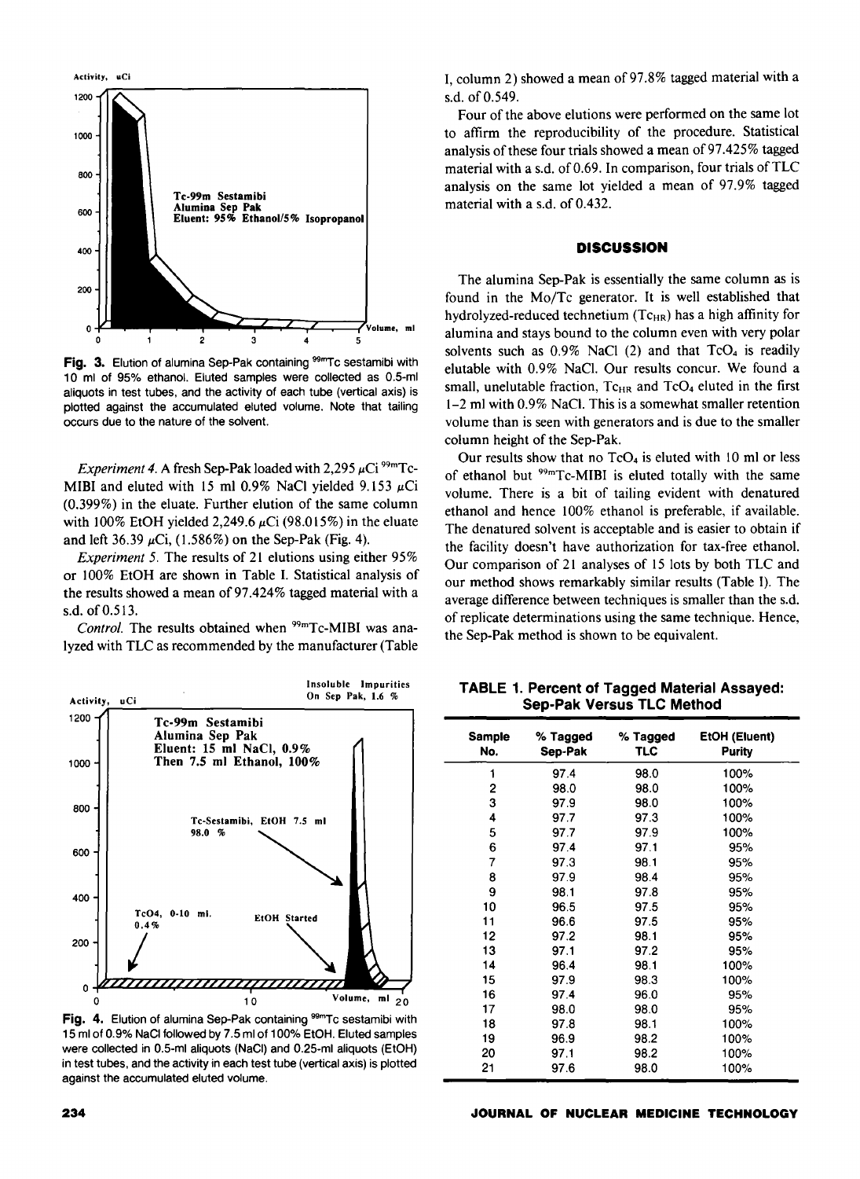Fig. 3. Elution of alumina Sep-Pak containing $^{99m}$Tc sestamibi with 10 ml of 95% ethanol. Eluted samples were collected as 0.5-ml aliquots in test tubes, and the activity of each tube (vertical axis) is plotted against the accumulated eluted volume. Note that tailing occurs due to the nature of the solvent.

*Experiment 4.* A fresh Sep-Pak loaded with 2,295 μCi $^{99m}$Tc-MIBI and eluted with 15 ml 0.9% NaCl yielded 9.153 μCi (0.399%) in the eluate. Further elution of the same column with 100% EtOH yielded 2,249.6 μCi (98.015%) in the eluate and left 36.39 μCi, (1.586%) on the Sep-Pak (Fig. 4).

*Experiment 5.* The results of 21 elutions using either 95% or 100% EtOH are shown in Table I. Statistical analysis of the results showed a mean of 97.424% tagged material with a s.d. of 0.513.

*Control.* The results obtained when $^{99m}$Tc-MIBI was analyzed with TLC as recommended by the manufacturer (Table I, column 2) showed a mean of 97.8% tagged material with a s.d. of 0.549.

Four of the above elutions were performed on the same lot to affirm the reproducibility of the procedure. Statistical analysis of these four trials showed a mean of 97.425% tagged material with a s.d. of 0.69. In comparison, four trials of TLC analysis on the same lot yielded a mean of 97.9% tagged material with a s.d. of 0.432.

Fig. 4. Elution of alumina Sep-Pak containing $^{99m}$Tc sestamibi with 15 ml of 0.9% NaCl followed by 7.5 ml of 100% EtOH. Eluted samples were collected in 0.5-ml aliquots (NaCl) and 0.25-ml aliquots (EtOH) in test tubes, and the activity in each test tube (vertical axis) is plotted against the accumulated eluted volume.

## DISCUSSION

The alumina Sep-Pak is essentially the same column as is found in the Mo/Tc generator. It is well established that hydrolyzed-reduced technetium ($Tc_{HR}$) has a high affinity for alumina and stays bound to the column even with very polar solvents such as 0.9% NaCl (2) and that $TcO_4$ is readily elutable with 0.9% NaCl. Our results concur. We found a small, unelutable fraction, $Tc_{HR}$ and $TcO_4$ eluted in the first 1–2 ml with 0.9% NaCl. This is a somewhat smaller retention volume than is seen with generators and is due to the smaller column height of the Sep-Pak.

Our results show that no $TcO_4$ is eluted with 10 ml or less of ethanol but $^{99m}$Tc-MIBI is eluted totally with the same volume. There is a bit of tailing evident with denatured ethanol and hence 100% ethanol is preferable, if available. The denatured solvent is acceptable and is easier to obtain if the facility doesn't have authorization for tax-free ethanol. Our comparison of 21 analyses of 15 lots by both TLC and our method shows remarkably similar results (Table I). The average difference between techniques is smaller than the s.d. of replicate determinations using the same technique. Hence, the Sep-Pak method is shown to be equivalent.

**TABLE 1. Percent of Tagged Material Assayed: Sep-Pak Versus TLC Method**

| Sample No. | % Tagged Sep-Pak | % Tagged TLC | EtOH (Eluent) Purity |
|---|---|---|---|
| 1 | 97.4 | 98.0 | 100% |
| 2 | 98.0 | 98.0 | 100% |
| 3 | 97.9 | 98.0 | 100% |
| 4 | 97.7 | 97.3 | 100% |
| 5 | 97.7 | 97.9 | 100% |
| 6 | 97.4 | 97.1 | 95% |
| 7 | 97.3 | 98.1 | 95% |
| 8 | 97.9 | 98.4 | 95% |
| 9 | 98.1 | 97.8 | 95% |
| 10 | 96.5 | 97.5 | 95% |
| 11 | 96.6 | 97.5 | 95% |
| 12 | 97.2 | 98.1 | 95% |
| 13 | 97.1 | 97.2 | 95% |
| 14 | 96.4 | 98.1 | 100% |
| 15 | 97.9 | 98.3 | 100% |
| 16 | 97.4 | 96.0 | 95% |
| 17 | 98.0 | 98.0 | 95% |
| 18 | 97.8 | 98.1 | 100% |
| 19 | 96.9 | 98.2 | 100% |
| 20 | 97.1 | 98.2 | 100% |
| 21 | 97.6 | 98.0 | 100% |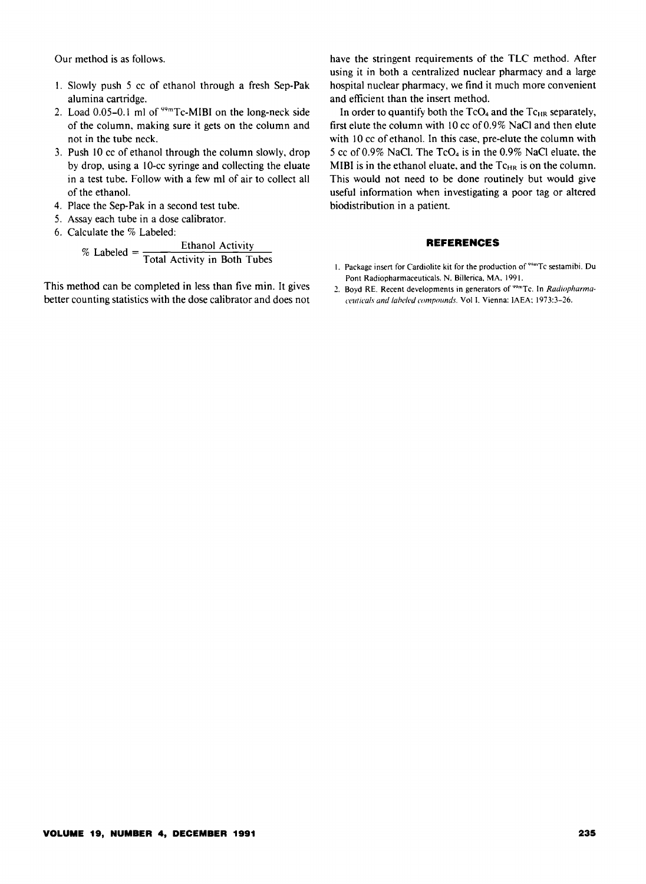Our method is as follows.

1. Slowly push 5 cc of ethanol through a fresh Sep-Pak alumina cartridge.
2. Load 0.05–0.1 ml of $^{99m}$Tc-MIBI on the long-neck side of the column, making sure it gets on the column and not in the tube neck.
3. Push 10 cc of ethanol through the column slowly, drop by drop, using a 10-cc syringe and collecting the eluate in a test tube. Follow with a few ml of air to collect all of the ethanol.
4. Place the Sep-Pak in a second test tube.
5. Assay each tube in a dose calibrator.
6. Calculate the % Labeled:

$$\% \text{ Labeled} = \frac{\text{Ethanol Activity}}{\text{Total Activity in Both Tubes}}$$

This method can be completed in less than five min. It gives better counting statistics with the dose calibrator and does not have the stringent requirements of the TLC method. After using it in both a centralized nuclear pharmacy and a large hospital nuclear pharmacy, we find it much more convenient and efficient than the insert method.

In order to quantify both the $TcO_4$ and the $Tc_{HR}$ separately, first elute the column with 10 cc of 0.9% NaCl and then elute with 10 cc of ethanol. In this case, pre-elute the column with 5 cc of 0.9% NaCl. The $TcO_4$ is in the 0.9% NaCl eluate, the MIBI is in the ethanol eluate, and the $Tc_{HR}$ is on the column. This would not need to be done routinely but would give useful information when investigating a poor tag or altered biodistribution in a patient.

## REFERENCES

1. Package insert for Cardiolite kit for the production of $^{99m}$Tc sestamibi. Du Pont Radiopharmaceuticals, N. Billerica, MA, 1991.
2. Boyd RE. Recent developments in generators of $^{99m}$Tc. In *Radiopharmaceuticals and labeled compounds*. Vol I. Vienna: IAEA; 1973:3–26.